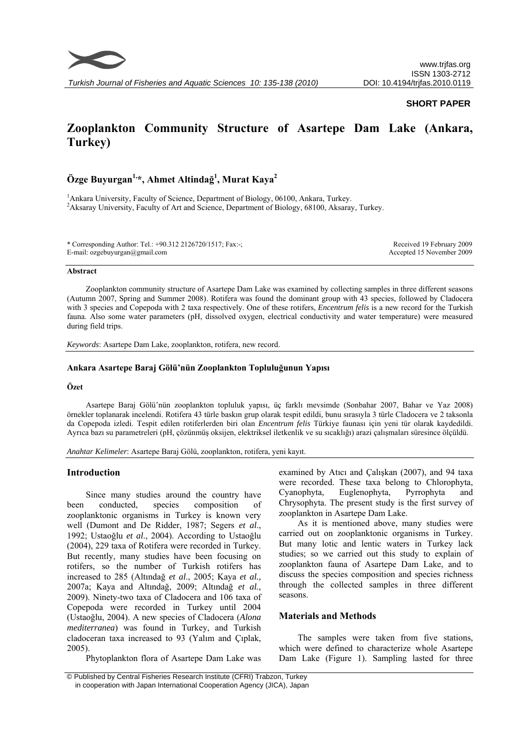**SHORT PAPER**

# Zooplankton Community Structure of Asartepe Dam Lake (Ankara, Turkey)

**Özge Buyurgan[1,*], Ahmet Altindağ[1], Murat Kaya[2]**

[1]Ankara University, Faculty of Science, Department of Biology, 06100, Ankara, Turkey.
[2]Aksaray University, Faculty of Art and Science, Department of Biology, 68100, Aksaray, Turkey.

\* Corresponding Author: Tel.: +90.312 2126720/1517; Fax:-;
E-mail: ozgebuyurgan@gmail.com

Received 19 February 2009
Accepted 15 November 2009

#### Abstract

Zooplankton community structure of Asartepe Dam Lake was examined by collecting samples in three different seasons (Autumn 2007, Spring and Summer 2008). Rotifera was found the dominant group with 43 species, followed by Cladocera with 3 species and Copepoda with 2 taxa respectively. One of these rotifers, *Encentrum felis* is a new record for the Turkish fauna. Also some water parameters (pH, dissolved oxygen, electrical conductivity and water temperature) were measured during field trips.

*Keywords*: Asartepe Dam Lake, zooplankton, rotifera, new record.

#### Ankara Asartepe Baraj Gölü'nün Zooplankton Topluluğunun Yapısı

**Özet**

Asartepe Baraj Gölü'nün zooplankton topluluk yapısı, üç farklı mevsimde (Sonbahar 2007, Bahar ve Yaz 2008) örnekler toplanarak incelendi. Rotifera 43 türle baskın grup olarak tespit edildi, bunu sırasıyla 3 türle Cladocera ve 2 taksonla da Copepoda izledi. Tespit edilen rotiferlerden biri olan *Encentrum felis* Türkiye faunası için yeni tür olarak kaydedildi. Ayrıca bazı su parametreleri (pH, çözünmüş oksijen, elektriksel iletkenlik ve su sıcaklığı) arazi çalışmaları süresince ölçüldü.

*Anahtar Kelimeler*: Asartepe Baraj Gölü, zooplankton, rotifera, yeni kayıt.

## Introduction

Since many studies around the country have been conducted, species composition of zooplanktonic organisms in Turkey is known very well (Dumont and De Ridder, 1987; Segers *et al*., 1992; Ustaoğlu *et al*., 2004). According to Ustaoğlu (2004), 229 taxa of Rotifera were recorded in Turkey. But recently, many studies have been focusing on rotifers, so the number of Turkish rotifers has increased to 285 (Altındağ *et al*., 2005; Kaya *et al.,* 2007a; Kaya and Altındağ, 2009; Altındağ *et al.,* 2009). Ninety-two taxa of Cladocera and 106 taxa of Copepoda were recorded in Turkey until 2004 (Ustaoğlu, 2004). A new species of Cladocera (*Alona mediterranea*) was found in Turkey, and Turkish cladoceran taxa increased to 93 (Yalım and Çıplak, 2005).

Phytoplankton flora of Asartepe Dam Lake was examined by Atıcı and Çalışkan (2007), and 94 taxa were recorded. These taxa belong to Chlorophyta, Cyanophyta, Euglenophyta, Pyrrophyta and Chrysophyta. The present study is the first survey of zooplankton in Asartepe Dam Lake.

As it is mentioned above, many studies were carried out on zooplanktonic organisms in Turkey. But many lotic and lentic waters in Turkey lack studies; so we carried out this study to explain of zooplankton fauna of Asartepe Dam Lake, and to discuss the species composition and species richness through the collected samples in three different seasons.

## Materials and Methods

The samples were taken from five stations, which were defined to characterize whole Asartepe Dam Lake (Figure 1). Sampling lasted for three

© Published by Central Fisheries Research Institute (CFRI) Trabzon, Turkey in cooperation with Japan International Cooperation Agency (JICA), Japan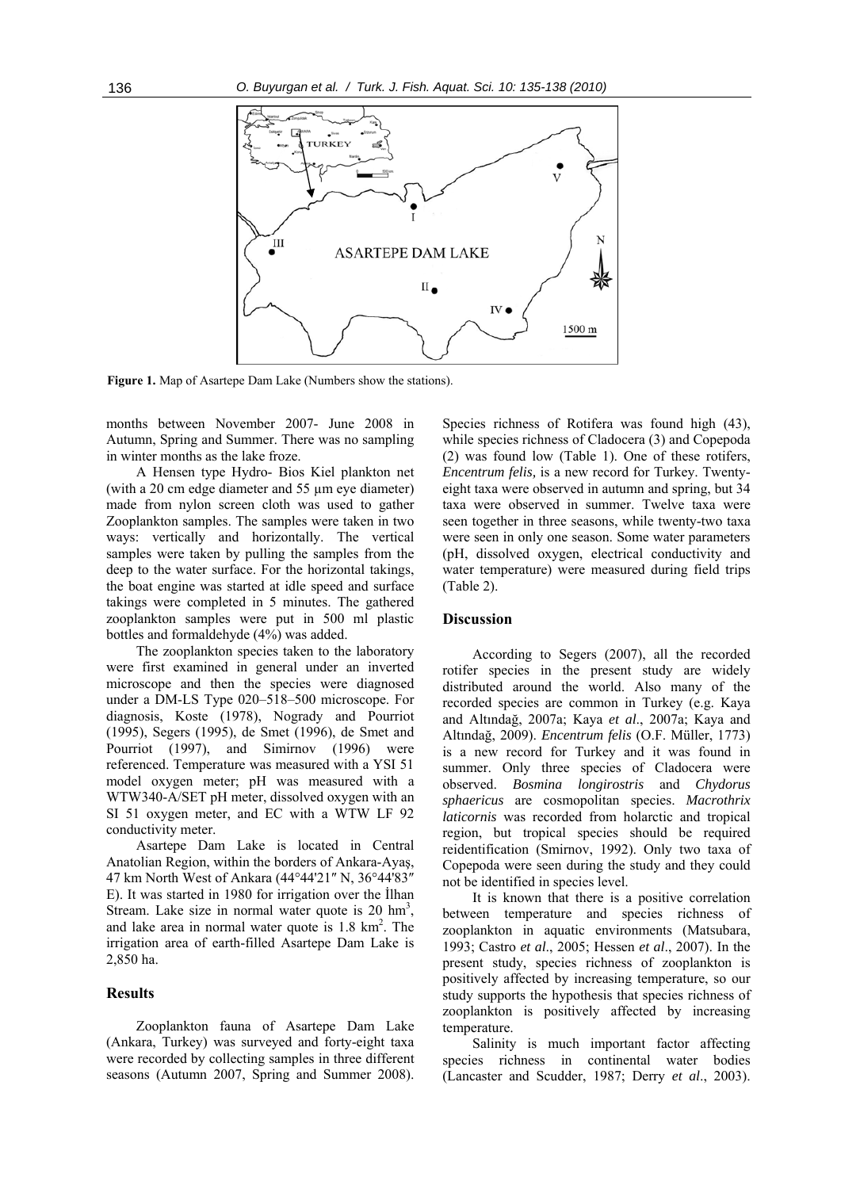Figure 1. Map of Asartepe Dam Lake (Numbers show the stations).

months between November 2007- June 2008 in Autumn, Spring and Summer. There was no sampling in winter months as the lake froze.

A Hensen type Hydro- Bios Kiel plankton net (with a 20 cm edge diameter and 55 µm eye diameter) made from nylon screen cloth was used to gather Zooplankton samples. The samples were taken in two ways: vertically and horizontally. The vertical samples were taken by pulling the samples from the deep to the water surface. For the horizontal takings, the boat engine was started at idle speed and surface takings were completed in 5 minutes. The gathered zooplankton samples were put in 500 ml plastic bottles and formaldehyde (4%) was added.

The zooplankton species taken to the laboratory were first examined in general under an inverted microscope and then the species were diagnosed under a DM-LS Type 020–518–500 microscope. For diagnosis, Koste (1978), Nogrady and Pourriot (1995), Segers (1995), de Smet (1996), de Smet and Pourriot (1997), and Simirnov (1996) were referenced. Temperature was measured with a YSI 51 model oxygen meter; pH was measured with a WTW340-A/SET pH meter, dissolved oxygen with an SI 51 oxygen meter, and EC with a WTW LF 92 conductivity meter.

Asartepe Dam Lake is located in Central Anatolian Region, within the borders of Ankara-Ayaş, 47 km North West of Ankara (44°44'21″ N, 36°44'83″ E). It was started in 1980 for irrigation over the İlhan Stream. Lake size in normal water quote is 20 $hm^3$, and lake area in normal water quote is 1.8 $km^2$. The irrigation area of earth-filled Asartepe Dam Lake is 2,850 ha.

## Results

Zooplankton fauna of Asartepe Dam Lake (Ankara, Turkey) was surveyed and forty-eight taxa were recorded by collecting samples in three different seasons (Autumn 2007, Spring and Summer 2008). Species richness of Rotifera was found high (43), while species richness of Cladocera (3) and Copepoda (2) was found low (Table 1). One of these rotifers, *Encentrum felis,* is a new record for Turkey. Twenty-eight taxa were observed in autumn and spring, but 34 taxa were observed in summer. Twelve taxa were seen together in three seasons, while twenty-two taxa were seen in only one season. Some water parameters (pH, dissolved oxygen, electrical conductivity and water temperature) were measured during field trips (Table 2).

## Discussion

According to Segers (2007), all the recorded rotifer species in the present study are widely distributed around the world. Also many of the recorded species are common in Turkey (e.g. Kaya and Altındağ, 2007a; Kaya *et al*., 2007a; Kaya and Altındağ, 2009). *Encentrum felis* (O.F. Müller, 1773) is a new record for Turkey and it was found in summer. Only three species of Cladocera were observed. *Bosmina longirostris* and *Chydorus sphaericus* are cosmopolitan species. *Macrothrix laticornis* was recorded from holarctic and tropical region, but tropical species should be required reidentification (Smirnov, 1992). Only two taxa of Copepoda were seen during the study and they could not be identified in species level.

It is known that there is a positive correlation between temperature and species richness of zooplankton in aquatic environments (Matsubara, 1993; Castro *et al*., 2005; Hessen *et al*., 2007). In the present study, species richness of zooplankton is positively affected by increasing temperature, so our study supports the hypothesis that species richness of zooplankton is positively affected by increasing temperature.

Salinity is much important factor affecting species richness in continental water bodies (Lancaster and Scudder, 1987; Derry *et al*., 2003).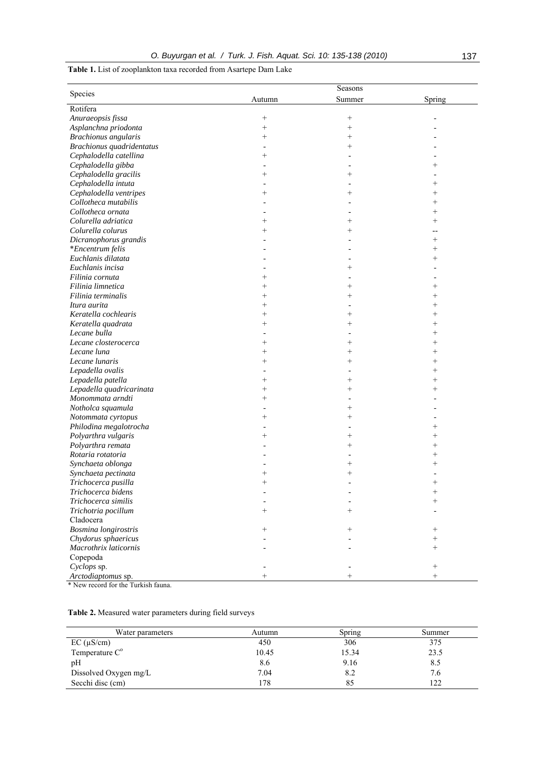**Table 1.** List of zooplankton taxa recorded from Asartepe Dam Lake

| Species | Seasons | | |
|---|---|---|---|
| | Autumn | Summer | Spring |
| Rotifera | | | |
| *Anuraeopsis fissa* | + | + | - |
| *Asplanchna priodonta* | + | + | - |
| *Brachionus angularis* | + | + | - |
| *Brachionus quadridentatus* | - | + | - |
| *Cephalodella catellina* | + | - | - |
| *Cephalodella gibba* | - | - | + |
| *Cephalodella gracilis* | + | + | - |
| *Cephalodella intuta* | - | - | + |
| *Cephalodella ventripes* | + | + | + |
| *Collotheca mutabilis* | - | - | + |
| *Collotheca ornata* | - | - | + |
| *Colurella adriatica* | + | + | + |
| *Colurella colurus* | + | + | -- |
| *Dicranophorus grandis* | - | - | + |
| *\*Encentrum felis* | - | - | + |
| *Euchlanis dilatata* | - | - | + |
| *Euchlanis incisa* | - | + | - |
| *Filinia cornuta* | + | - | - |
| *Filinia limnetica* | + | + | + |
| *Filinia terminalis* | + | + | + |
| *Itura aurita* | + | - | + |
| *Keratella cochlearis* | + | + | + |
| *Keratella quadrata* | + | + | + |
| *Lecane bulla* | - | - | + |
| *Lecane closterocerca* | + | + | + |
| *Lecane luna* | + | + | + |
| *Lecane lunaris* | + | + | + |
| *Lepadella ovalis* | - | - | + |
| *Lepadella patella* | + | + | + |
| *Lepadella quadricarinata* | + | + | + |
| *Monommata arndti* | + | - | - |
| *Notholca squamula* | - | + | - |
| *Notommata cyrtopus* | + | + | - |
| *Philodina megalotrocha* | - | - | + |
| *Polyarthra vulgaris* | + | + | + |
| *Polyarthra remata* | - | + | + |
| *Rotaria rotatoria* | - | - | + |
| *Synchaeta oblonga* | - | + | + |
| *Synchaeta pectinata* | + | + | - |
| *Trichocerca pusilla* | + | - | + |
| *Trichocerca bidens* | - | - | + |
| *Trichocerca similis* | - | - | + |
| *Trichotria pocillum* | + | + | - |
| Cladocera | | | |
| *Bosmina longirostris* | + | + | + |
| *Chydorus sphaericus* | - | - | + |
| *Macrothrix laticornis* | - | - | + |
| Copepoda | | | |
| *Cyclops* sp. | - | - | + |
| *Arctodiaptomus* sp. | + | + | + |

\* New record for the Turkish fauna.

**Table 2.** Measured water parameters during field surveys

| Water parameters | Autumn | Spring | Summer |
|---|---|---|---|
| EC (μS/cm) | 450 | 306 | 375 |
| Temperature C° | 10.45 | 15.34 | 23.5 |
| pH | 8.6 | 9.16 | 8.5 |
| Dissolved Oxygen mg/L | 7.04 | 8.2 | 7.6 |
| Secchi disc (cm) | 178 | 85 | 122 |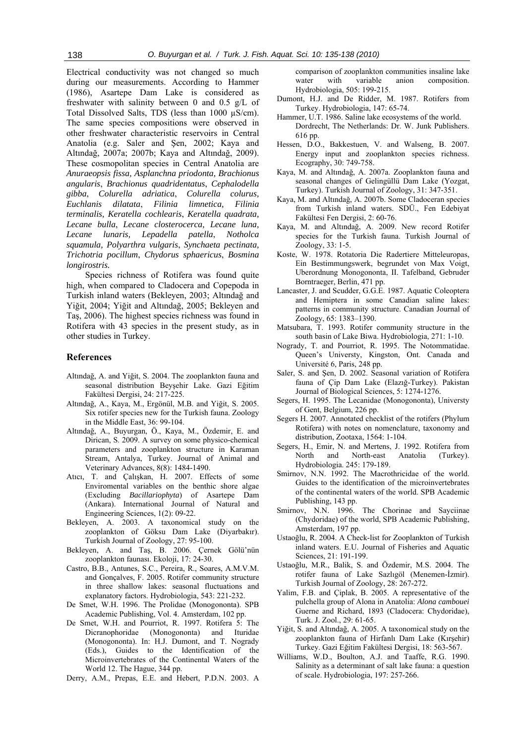Electrical conductivity was not changed so much during our measurements. According to Hammer (1986), Asartepe Dam Lake is considered as freshwater with salinity between 0 and 0.5 g/L of Total Dissolved Salts, TDS (less than 1000 µS/cm). The same species compositions were observed in other freshwater characteristic reservoirs in Central Anatolia (e.g. Saler and Şen, 2002; Kaya and Altındağ, 2007a; 2007b; Kaya and Altındağ, 2009). These cosmopolitan species in Central Anatolia are *Anuraeopsis fissa, Asplanchna priodonta, Brachionus angularis*, *Brachionus quadridentatus*, *Cephalodella gibba*, *Colurella adriatica*, *Colurella colurus, Euchlanis dilatata*, *Filinia limnetica, Filinia terminalis, Keratella cochlearis*, *Keratella quadrata, Lecane bulla*, *Lecane closterocerca, Lecane luna, Lecane lunaris, Lepadella patella*, *Notholca squamula, Polyarthra vulgaris*, *Synchaeta pectinata, Trichotria pocillum*, *Chydorus sphaericus*, *Bosmina longirostris.*

Species richness of Rotifera was found quite high, when compared to Cladocera and Copepoda in Turkish inland waters (Bekleyen, 2003; Altındağ and Yiğit, 2004; Yiğit and Altındağ, 2005; Bekleyen and Taş, 2006). The highest species richness was found in Rotifera with 43 species in the present study, as in other studies in Turkey.

## References

Altındağ, A. and Yiğit, S. 2004. The zooplankton fauna and seasonal distribution Beyşehir Lake. Gazi Eğitim Fakültesi Dergisi, 24: 217-225.

Altındağ, A., Kaya, M., Ergönül, M.B. and Yiğit, S. 2005. Six rotifer species new for the Turkish fauna. Zoology in the Middle East, 36: 99-104.

Altındağ, A., Buyurgan, Ö., Kaya, M., Özdemir, E. and Dirican, S. 2009. A survey on some physico-chemical parameters and zooplankton structure in Karaman Stream, Antalya, Turkey. Journal of Animal and Veterinary Advances, 8(8): 1484-1490.

Atıcı, T. and Çalışkan, H. 2007. Effects of some Enviromental variables on the benthic shore algae (Excluding *Bacillariophyta*) of Asartepe Dam (Ankara). International Journal of Natural and Engineering Sciences, 1(2): 09-22.

Bekleyen, A. 2003. A taxonomical study on the zooplankton of Göksu Dam Lake (Diyarbakır). Turkish Journal of Zoology, 27: 95-100.

Bekleyen, A. and Taş, B. 2006. Çernek Gölü'nün zooplankton faunası. Ekoloji, 17: 24-30.

Castro, B.B., Antunes, S.C., Pereira, R., Soares, A.M.V.M. and Gonçalves, F. 2005. Rotifer community structure in three shallow lakes: seasonal fluctuations and explanatory factors. Hydrobiologia, 543: 221-232.

De Smet, W.H. 1996. The Prolidae (Monogononta). SPB Academic Publishing, Vol. 4. Amsterdam, 102 pp.

De Smet, W.H. and Pourriot, R. 1997. Rotifera 5: The Dicranophoridae (Monogononta) and Ituridae (Monogononta). In: H.J. Dumont, and T. Nogrady (Eds.), Guides to the Identification of the Microinvertebrates of the Continental Waters of the World 12. The Hague, 344 pp.

Derry, A.M., Prepas, E.E. and Hebert, P.D.N. 2003. A comparison of zooplankton communities insaline lake water with variable anion composition. Hydrobiologia, 505: 199-215.

Dumont, H.J. and De Ridder, M. 1987. Rotifers from Turkey. Hydrobiologia, 147: 65-74.

Hammer, U.T. 1986. Saline lake ecosystems of the world. Dordrecht, The Netherlands: Dr. W. Junk Publishers. 616 pp.

Hessen, D.O., Bakkestuen, V. and Walseng, B. 2007. Energy input and zooplankton species richness. Ecography, 30: 749-758.

Kaya, M. and Altındağ, A. 2007a. Zooplankton fauna and seasonal changes of Gelingüllü Dam Lake (Yozgat, Turkey). Turkish Journal of Zoology, 31: 347-351.

Kaya, M. and Altındağ, A. 2007b. Some Cladoceran species from Turkish inland waters. SDÜ., Fen Edebiyat Fakültesi Fen Dergisi, 2: 60-76.

Kaya, M. and Altındağ, A. 2009. New record Rotifer species for the Turkish fauna. Turkish Journal of Zoology, 33: 1-5.

Koste, W. 1978. Rotatoria Die Radertiere Mitteleuropas, Ein Bestimmungswerk, begrundet von Max Voigt, Uberordnung Monogononta, II. Tafelband, Gebruder Borntraeger, Berlin, 471 pp.

Lancaster, J. and Scudder, G.G.E. 1987. Aquatic Coleoptera and Hemiptera in some Canadian saline lakes: patterns in community structure. Canadian Journal of Zoology, 65: 1383–1390.

Matsubara, T. 1993. Rotifer community structure in the south basin of Lake Biwa. Hydrobiologia, 271: 1-10.

Nogrady, T. and Pourriot, R. 1995. The Notommatidae. Queen's Universty, Kingston, Ont. Canada and Université 6, Paris, 248 pp.

Saler, S. and Şen, D. 2002. Seasonal variation of Rotifera fauna of Çip Dam Lake (Elazığ-Turkey). Pakistan Journal of Biological Sciences, 5: 1274-1276.

Segers, H. 1995. The Lecanidae (Monogononta), Universty of Gent, Belgium, 226 pp.

Segers H. 2007. Annotated checklist of the rotifers (Phylum Rotifera) with notes on nomenclature, taxonomy and distribution, Zootaxa, 1564: 1-104.

Segers, H., Emir, N. and Mertens, J. 1992. Rotifera from North and North-east Anatolia (Turkey). Hydrobiologia. 245: 179-189.

Smirnov, N.N. 1992. The Macrothricidae of the world. Guides to the identification of the microinvertebrates of the continental waters of the world. SPB Academic Publishing, 143 pp.

Smirnov, N.N. 1996. The Chorinae and Sayciinae (Chydoridae) of the world, SPB Academic Publishing, Amsterdam, 197 pp.

Ustaoğlu, R. 2004. A Check-list for Zooplankton of Turkish inland waters. E.U. Journal of Fisheries and Aquatic Sciences, 21: 191-199.

Ustaoğlu, M.R., Balik, S. and Özdemir, M.S. 2004. The rotifer fauna of Lake Sazlıgöl (Menemen-İzmir). Turkish Journal of Zoology, 28: 267-272.

Yalim, F.B. and Çiplak, B. 2005. A representative of the pulchella group of Alona in Anatolia: *Alona cambouei* Guerne and Richard, 1893 (Cladocera: Chydoridae), Turk. J. Zool., 29: 61-65.

Yiğit, S. and Altındağ, A. 2005. A taxonomical study on the zooplankton fauna of Hirfanlı Dam Lake (Kırşehir) Turkey. Gazi Eğitim Fakültesi Dergisi, 18: 563-567.

Williams, W.D., Boulton, A.J. and Taaffe, R.G. 1990. Salinity as a determinant of salt lake fauna: a question of scale. Hydrobiologia, 197: 257-266.